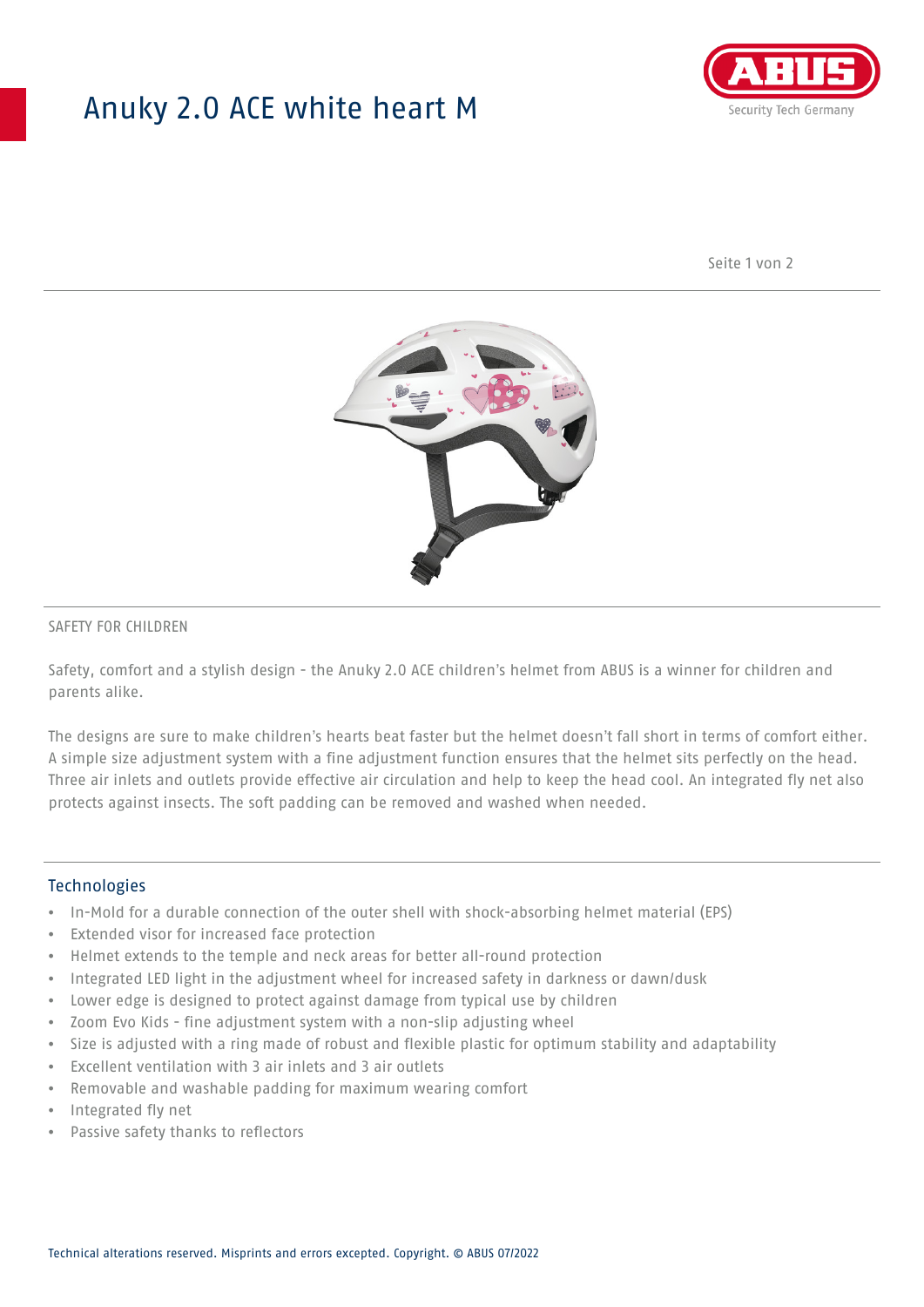# Anuky 2.0 ACE white heart M

SAFETY FOR CHILDREN

Safety, comfort and a stylish design - the Anuky 2.0 ACE children's helmet from ABUS is a winner for children and parents alike.

The designs are sure to make children's hearts beat faster but the helmet doesn't fall short in terms of comfort either. A simple size adjustment system with a fine adjustment function ensures that the helmet sits perfectly on the head. Three air inlets and outlets provide effective air circulation and help to keep the head cool. An integrated fly net also protects against insects. The soft padding can be removed and washed when needed.

## Technologies

- In-Mold for a durable connection of the outer shell with shock-absorbing helmet material (EPS)
- Extended visor for increased face protection
- Helmet extends to the temple and neck areas for better all-round protection
- Integrated LED light in the adjustment wheel for increased safety in darkness or dawn/dusk
- Lower edge is designed to protect against damage from typical use by children
- Zoom Evo Kids - fine adjustment system with a non-slip adjusting wheel
- Size is adjusted with a ring made of robust and flexible plastic for optimum stability and adaptability
- Excellent ventilation with 3 air inlets and 3 air outlets
- Removable and washable padding for maximum wearing comfort
- Integrated fly net
- Passive safety thanks to reflectors

Technical alterations reserved. Misprints and errors excepted. Copyright. © ABUS 07/2022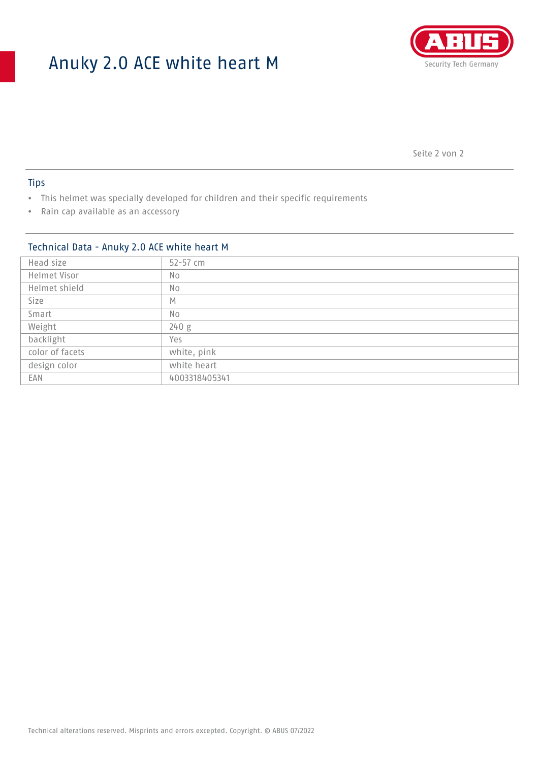# Anuky 2.0 ACE white heart M

## Tips

- This helmet was specially developed for children and their specific requirements
- Rain cap available as an accessory

## Technical Data - Anuky 2.0 ACE white heart M

| | |
|---|---|
| Head size | 52-57 cm |
| Helmet Visor | No |
| Helmet shield | No |
| Size | M |
| Smart | No |
| Weight | 240 g |
| backlight | Yes |
| color of facets | white, pink |
| design color | white heart |
| EAN | 4003318405341 |

Technical alterations reserved. Misprints and errors excepted. Copyright. © ABUS 07/2022